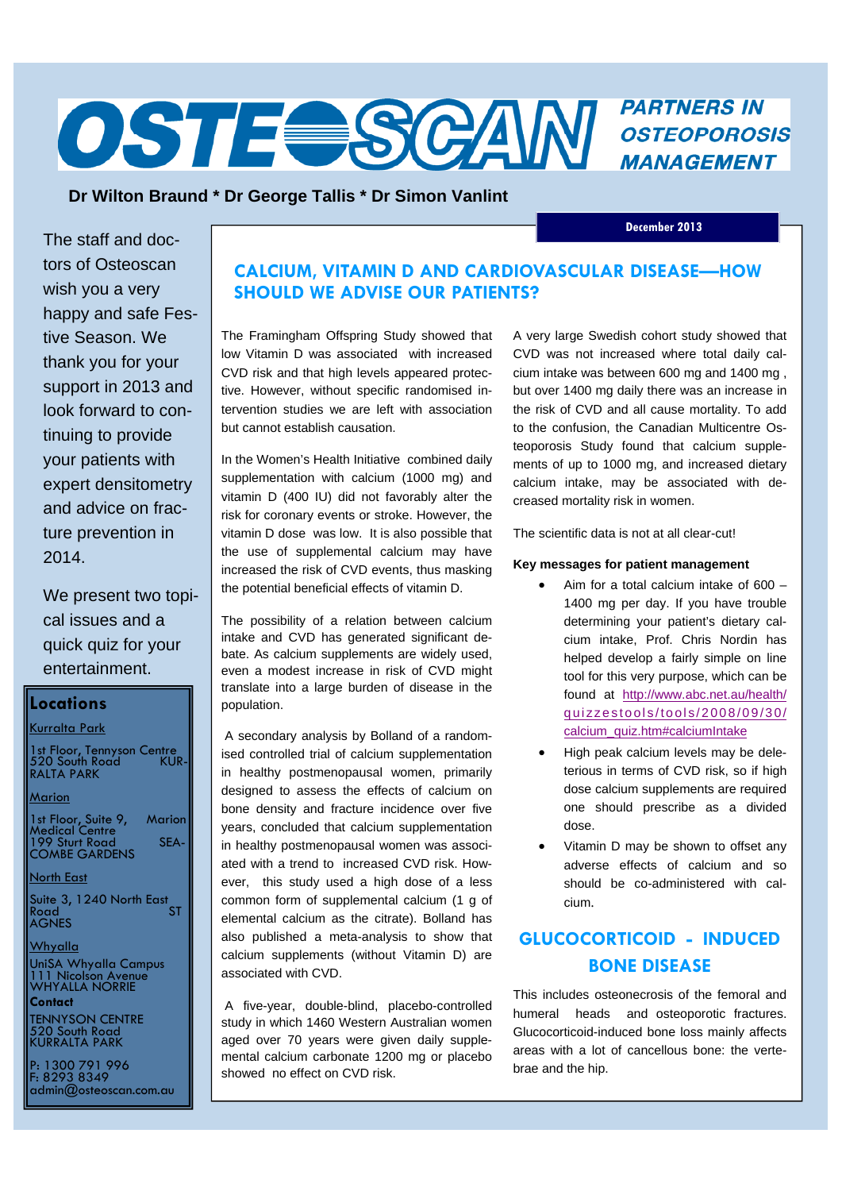# OSTEOSCAN

**PARTNERS IN OSTEOPOROSIS MANAGEMENT**

**Dr Wilton Braund * Dr George Tallis * Dr Simon Vanlint**

**December 2013**

The staff and doctors of Osteoscan wish you a very happy and safe Festive Season. We thank you for your support in 2013 and look forward to continuing to provide your patients with expert densitometry and advice on fracture prevention in 2014.

We present two topical issues and a quick quiz for your entertainment.

## Locations

Kurralta Park

1st Floor, Tennyson Centre
520 South Road KURRALTA PARK

Marion

1st Floor, Suite 9, Marion Medical Centre
199 Sturt Road SEACOMBE GARDENS

North East

Suite 3, 1240 North East Road ST AGNES

Whyalla

UniSA Whyalla Campus
111 Nicolson Avenue
WHYALLA NORRIE

**Contact**

TENNYSON CENTRE
520 South Road
KURRALTA PARK

P: 1300 791 996
F: 8293 8349
admin@osteoscan.com.au

## CALCIUM, VITAMIN D AND CARDIOVASCULAR DISEASE—HOW SHOULD WE ADVISE OUR PATIENTS?

The Framingham Offspring Study showed that low Vitamin D was associated with increased CVD risk and that high levels appeared protective. However, without specific randomised intervention studies we are left with association but cannot establish causation.

In the Women's Health Initiative combined daily supplementation with calcium (1000 mg) and vitamin D (400 IU) did not favorably alter the risk for coronary events or stroke. However, the vitamin D dose was low. It is also possible that the use of supplemental calcium may have increased the risk of CVD events, thus masking the potential beneficial effects of vitamin D.

The possibility of a relation between calcium intake and CVD has generated significant debate. As calcium supplements are widely used, even a modest increase in risk of CVD might translate into a large burden of disease in the population.

A secondary analysis by Bolland of a randomised controlled trial of calcium supplementation in healthy postmenopausal women, primarily designed to assess the effects of calcium on bone density and fracture incidence over five years, concluded that calcium supplementation in healthy postmenopausal women was associated with a trend to increased CVD risk. However, this study used a high dose of a less common form of supplemental calcium (1 g of elemental calcium as the citrate). Bolland has also published a meta-analysis to show that calcium supplements (without Vitamin D) are associated with CVD.

A five-year, double-blind, placebo-controlled study in which 1460 Western Australian women aged over 70 years were given daily supplemental calcium carbonate 1200 mg or placebo showed no effect on CVD risk.

A very large Swedish cohort study showed that CVD was not increased where total daily calcium intake was between 600 mg and 1400 mg , but over 1400 mg daily there was an increase in the risk of CVD and all cause mortality. To add to the confusion, the Canadian Multicentre Osteoporosis Study found that calcium supplements of up to 1000 mg, and increased dietary calcium intake, may be associated with decreased mortality risk in women.

The scientific data is not at all clear-cut!

**Key messages for patient management**

- Aim for a total calcium intake of 600 – 1400 mg per day. If you have trouble determining your patient's dietary calcium intake, Prof. Chris Nordin has helped develop a fairly simple on line tool for this very purpose, which can be found at http://www.abc.net.au/health/quizzestools/tools/2008/09/30/calcium_quiz.htm#calciumIntake
- High peak calcium levels may be deleterious in terms of CVD risk, so if high dose calcium supplements are required one should prescribe as a divided dose.
- Vitamin D may be shown to offset any adverse effects of calcium and so should be co-administered with calcium.

## GLUCOCORTICOID - INDUCED BONE DISEASE

This includes osteonecrosis of the femoral and humeral heads and osteoporotic fractures. Glucocorticoid-induced bone loss mainly affects areas with a lot of cancellous bone: the vertebrae and the hip.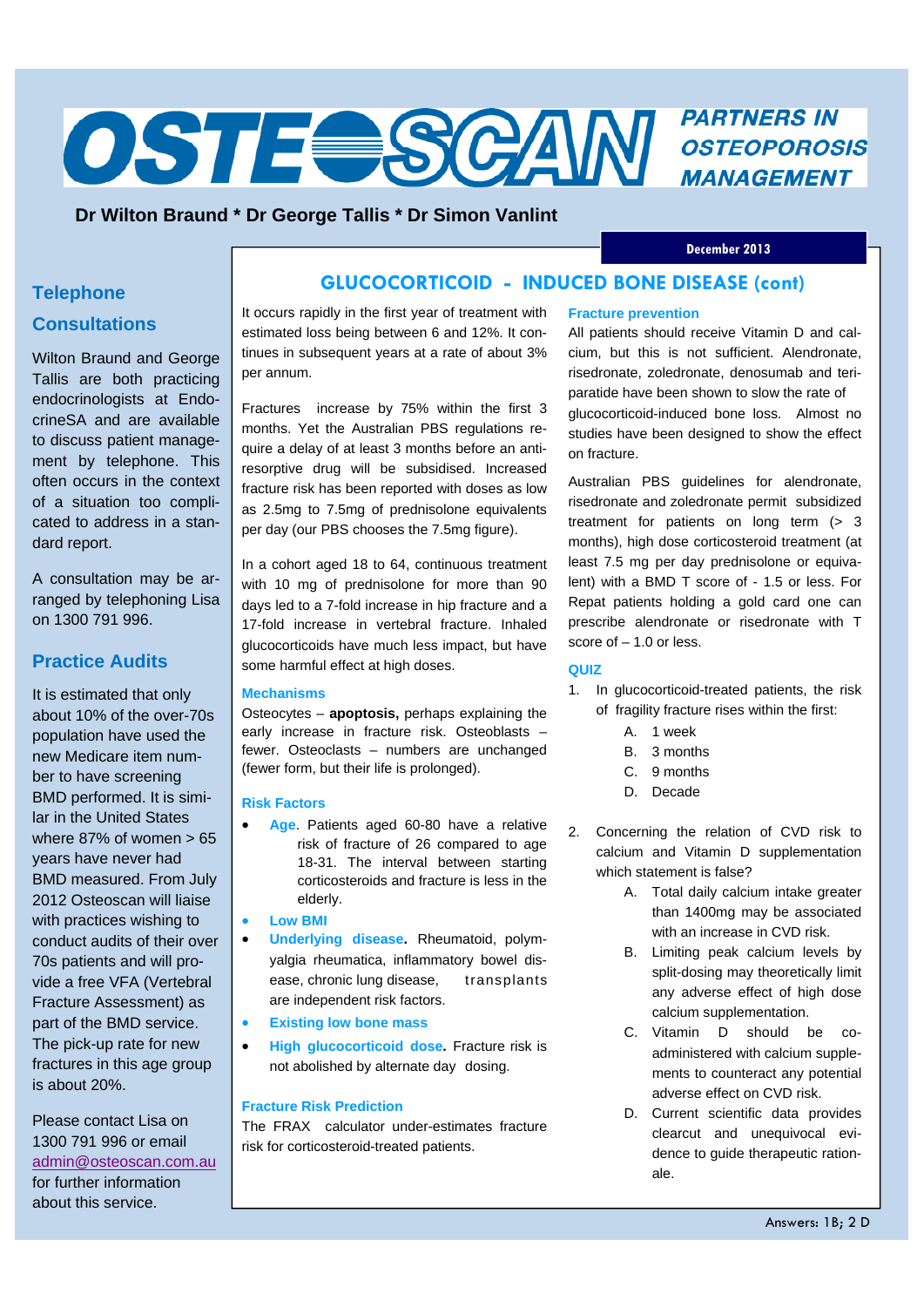# OSTEOSCAN

**PARTNERS IN OSTEOPOROSIS MANAGEMENT**

**Dr Wilton Braund * Dr George Tallis * Dr Simon Vanlint**

**December 2013**

## Telephone Consultations

Wilton Braund and George Tallis are both practicing endocrinologists at EndocrineSA and are available to discuss patient management by telephone. This often occurs in the context of a situation too complicated to address in a standard report.

A consultation may be arranged by telephoning Lisa on 1300 791 996.

## Practice Audits

It is estimated that only about 10% of the over-70s population have used the new Medicare item number to have screening BMD performed. It is similar in the United States where 87% of women > 65 years have never had BMD measured. From July 2012 Osteoscan will liaise with practices wishing to conduct audits of their over 70s patients and will provide a free VFA (Vertebral Fracture Assessment) as part of the BMD service. The pick-up rate for new fractures in this age group is about 20%.

Please contact Lisa on 1300 791 996 or email admin@osteoscan.com.au for further information about this service.

## GLUCOCORTICOID - INDUCED BONE DISEASE (cont)

It occurs rapidly in the first year of treatment with estimated loss being between 6 and 12%. It continues in subsequent years at a rate of about 3% per annum.

Fractures increase by 75% within the first 3 months. Yet the Australian PBS regulations require a delay of at least 3 months before an anti-resorptive drug will be subsidised. Increased fracture risk has been reported with doses as low as 2.5mg to 7.5mg of prednisolone equivalents per day (our PBS chooses the 7.5mg figure).

In a cohort aged 18 to 64, continuous treatment with 10 mg of prednisolone for more than 90 days led to a 7-fold increase in hip fracture and a 17-fold increase in vertebral fracture. Inhaled glucocorticoids have much less impact, but have some harmful effect at high doses.

### Mechanisms

Osteocytes – **apoptosis,** perhaps explaining the early increase in fracture risk. Osteoblasts – fewer. Osteoclasts – numbers are unchanged (fewer form, but their life is prolonged).

### Risk Factors

- **Age**. Patients aged 60-80 have a relative risk of fracture of 26 compared to age 18-31. The interval between starting corticosteroids and fracture is less in the elderly.
- **Low BMI**
- **Underlying disease.** Rheumatoid, polymyalgia rheumatica, inflammatory bowel disease, chronic lung disease, transplants are independent risk factors.
- **Existing low bone mass**
- **High glucocorticoid dose.** Fracture risk is not abolished by alternate day dosing.

### Fracture Risk Prediction

The FRAX calculator under-estimates fracture risk for corticosteroid-treated patients.

### Fracture prevention

All patients should receive Vitamin D and calcium, but this is not sufficient. Alendronate, risedronate, zoledronate, denosumab and teriparatide have been shown to slow the rate of glucocorticoid-induced bone loss. Almost no studies have been designed to show the effect on fracture.

Australian PBS guidelines for alendronate, risedronate and zoledronate permit subsidized treatment for patients on long term (> 3 months), high dose corticosteroid treatment (at least 7.5 mg per day prednisolone or equivalent) with a BMD T score of - 1.5 or less. For Repat patients holding a gold card one can prescribe alendronate or risedronate with T score of – 1.0 or less.

### QUIZ

1. In glucocorticoid-treated patients, the risk of fragility fracture rises within the first:
   - A. 1 week
   - B. 3 months
   - C. 9 months
   - D. Decade

2. Concerning the relation of CVD risk to calcium and Vitamin D supplementation which statement is false?
   - A. Total daily calcium intake greater than 1400mg may be associated with an increase in CVD risk.
   - B. Limiting peak calcium levels by split-dosing may theoretically limit any adverse effect of high dose calcium supplementation.
   - C. Vitamin D should be co-administered with calcium supplements to counteract any potential adverse effect on CVD risk.
   - D. Current scientific data provides clearcut and unequivocal evidence to guide therapeutic rationale.

Answers: 1B; 2 D